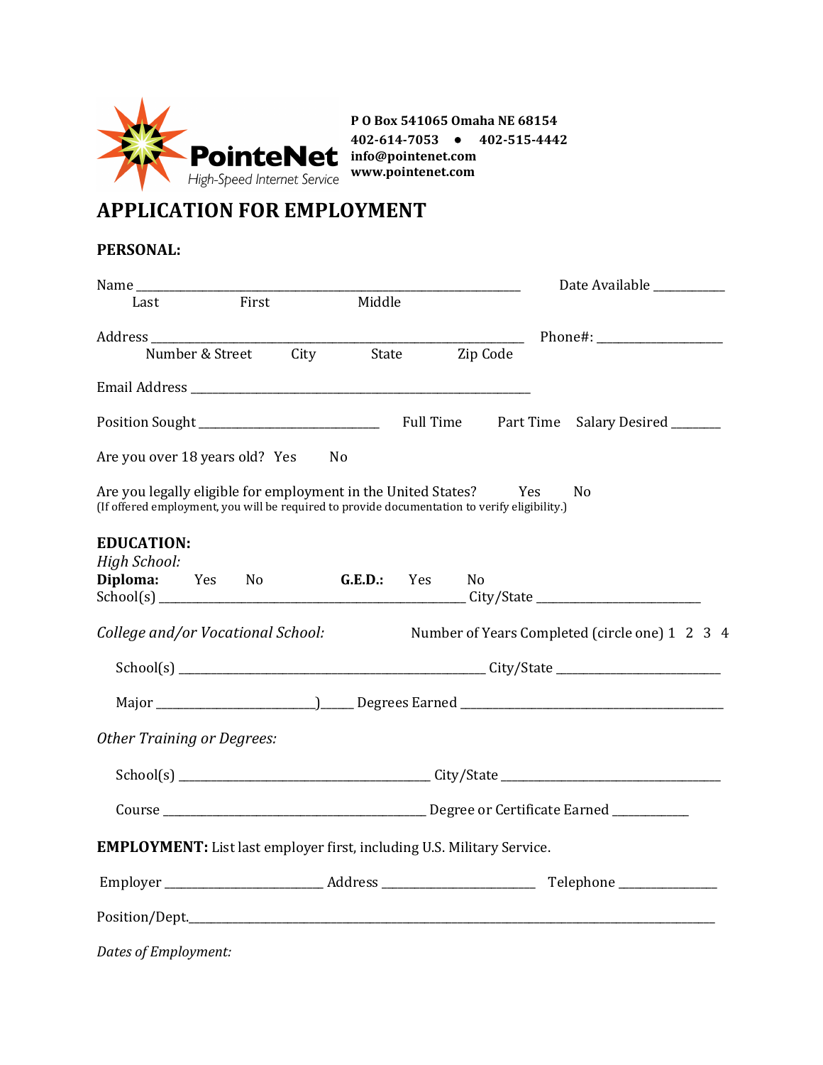PointeNet
High-Speed Internet Service

**P O Box 541065 Omaha NE 68154**
**402-614-7053 • 402-515-4442**
**info@pointenet.com**
**www.pointenet.com**

# APPLICATION FOR EMPLOYMENT

## PERSONAL:

Name ______________________________________________________________ Date Available ___________
Last First Middle

Address ___________________________________________________________ Phone#: ____________________
Number & Street City State Zip Code

Email Address ______________________________________________________

Position Sought _____________________________ Full Time Part Time Salary Desired ________

Are you over 18 years old? Yes No

Are you legally eligible for employment in the United States? Yes No
(If offered employment, you will be required to provide documentation to verify eligibility.)

## EDUCATION:

*High School:*
**Diploma:** Yes No **G.E.D.:** Yes No
School(s) __________________________________________________ City/State ___________________________

*College and/or Vocational School:* Number of Years Completed (circle one) 1 2 3 4

School(s) __________________________________________________ City/State ___________________________

Major __________________________)_____ Degrees Earned ___________________________________________

*Other Training or Degrees:*

School(s) _________________________________________ City/State ____________________________________

Course __________________________________________ Degree or Certificate Earned ____________

**EMPLOYMENT:** List last employer first, including U.S. Military Service.

Employer __________________________ Address __________________________ Telephone ________________

Position/Dept.___________________________________________________________________________________

*Dates of Employment:*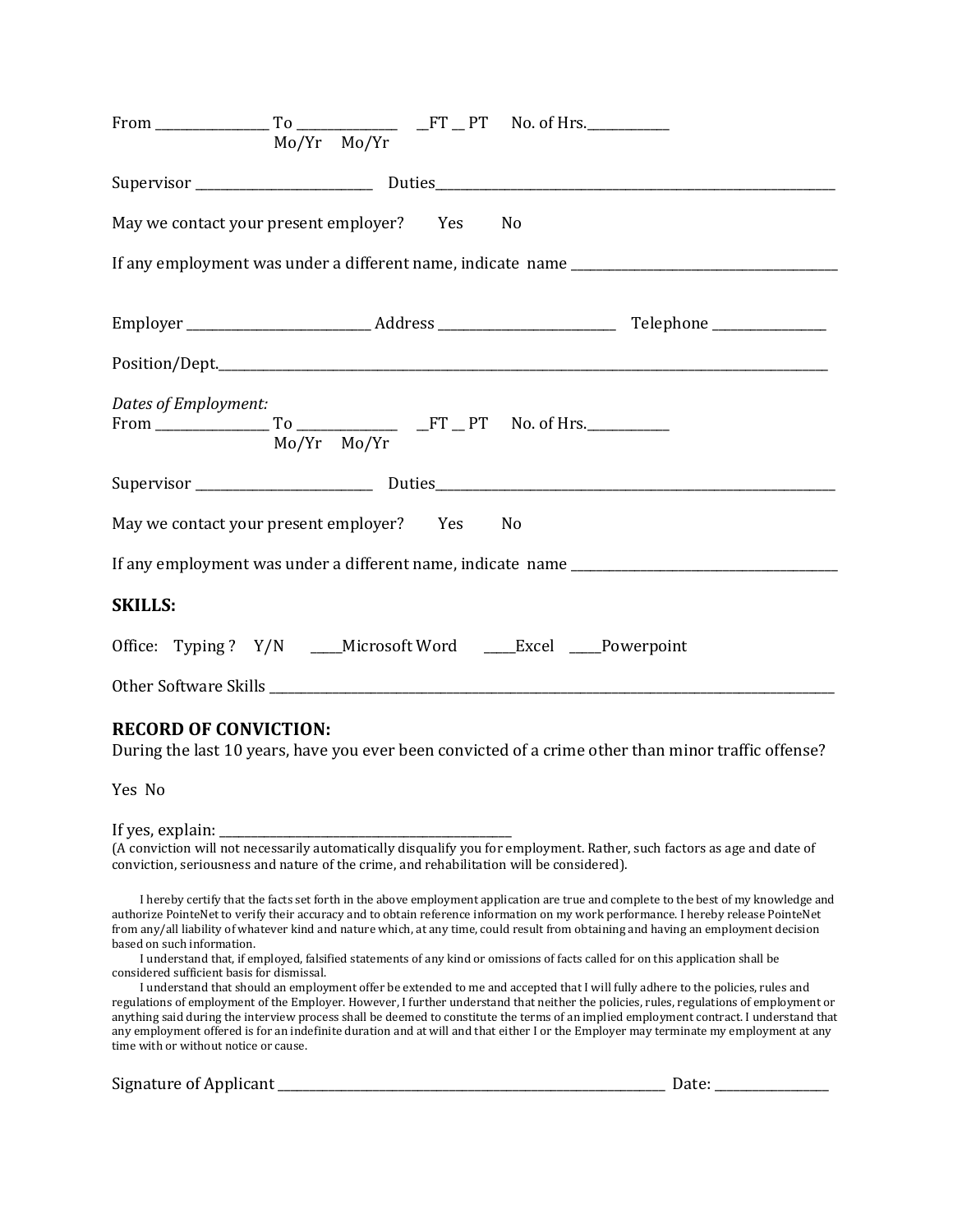From _________________ To _______________ __FT __ PT No. of Hrs.____________
Mo/Yr Mo/Yr

Supervisor ___________________________ Duties_______________________________________________________________

May we contact your present employer? Yes No

If any employment was under a different name, indicate name _________________________________________

Employer ____________________________ Address ___________________________ Telephone _________________

Position/Dept.______________________________________________________________________________________________

*Dates of Employment:*
From _________________ To _______________ __FT __ PT No. of Hrs.____________
Mo/Yr Mo/Yr

Supervisor ___________________________ Duties_______________________________________________________________

May we contact your present employer? Yes No

If any employment was under a different name, indicate name _________________________________________

## SKILLS:

Office: Typing ? Y/N _____Microsoft Word _____Excel _____Powerpoint

Other Software Skills _______________________________________________________________________________________

## RECORD OF CONVICTION:

During the last 10 years, have you ever been convicted of a crime other than minor traffic offense?

Yes No

If yes, explain: _______________________________________________
(A conviction will not necessarily automatically disqualify you for employment. Rather, such factors as age and date of conviction, seriousness and nature of the crime, and rehabilitation will be considered).

I hereby certify that the facts set forth in the above employment application are true and complete to the best of my knowledge and authorize PointeNet to verify their accuracy and to obtain reference information on my work performance. I hereby release PointeNet from any/all liability of whatever kind and nature which, at any time, could result from obtaining and having an employment decision based on such information.

I understand that, if employed, falsified statements of any kind or omissions of facts called for on this application shall be considered sufficient basis for dismissal.

I understand that should an employment offer be extended to me and accepted that I will fully adhere to the policies, rules and regulations of employment of the Employer. However, I further understand that neither the policies, rules, regulations of employment or anything said during the interview process shall be deemed to constitute the terms of an implied employment contract. I understand that any employment offered is for an indefinite duration and at will and that either I or the Employer may terminate my employment at any time with or without notice or cause.

Signature of Applicant _______________________________________________________________ Date: _________________